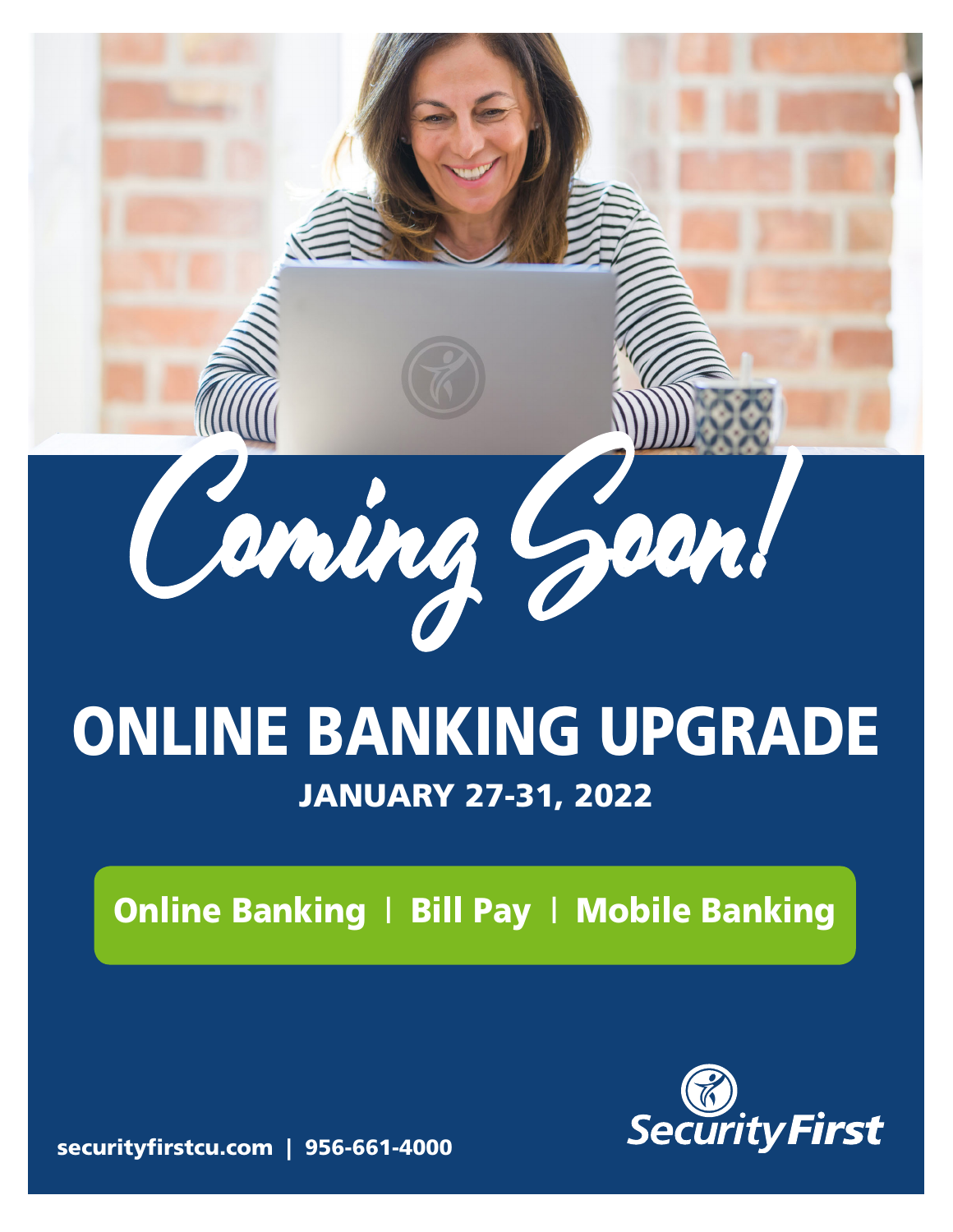# Coming Soon!

# ONLINE BANKING UPGRADE

## JANUARY 27-31, 2022

**Online Banking | Bill Pay | Mobile Banking**

SecurityFirst

securityfirstcu.com | 956-661-4000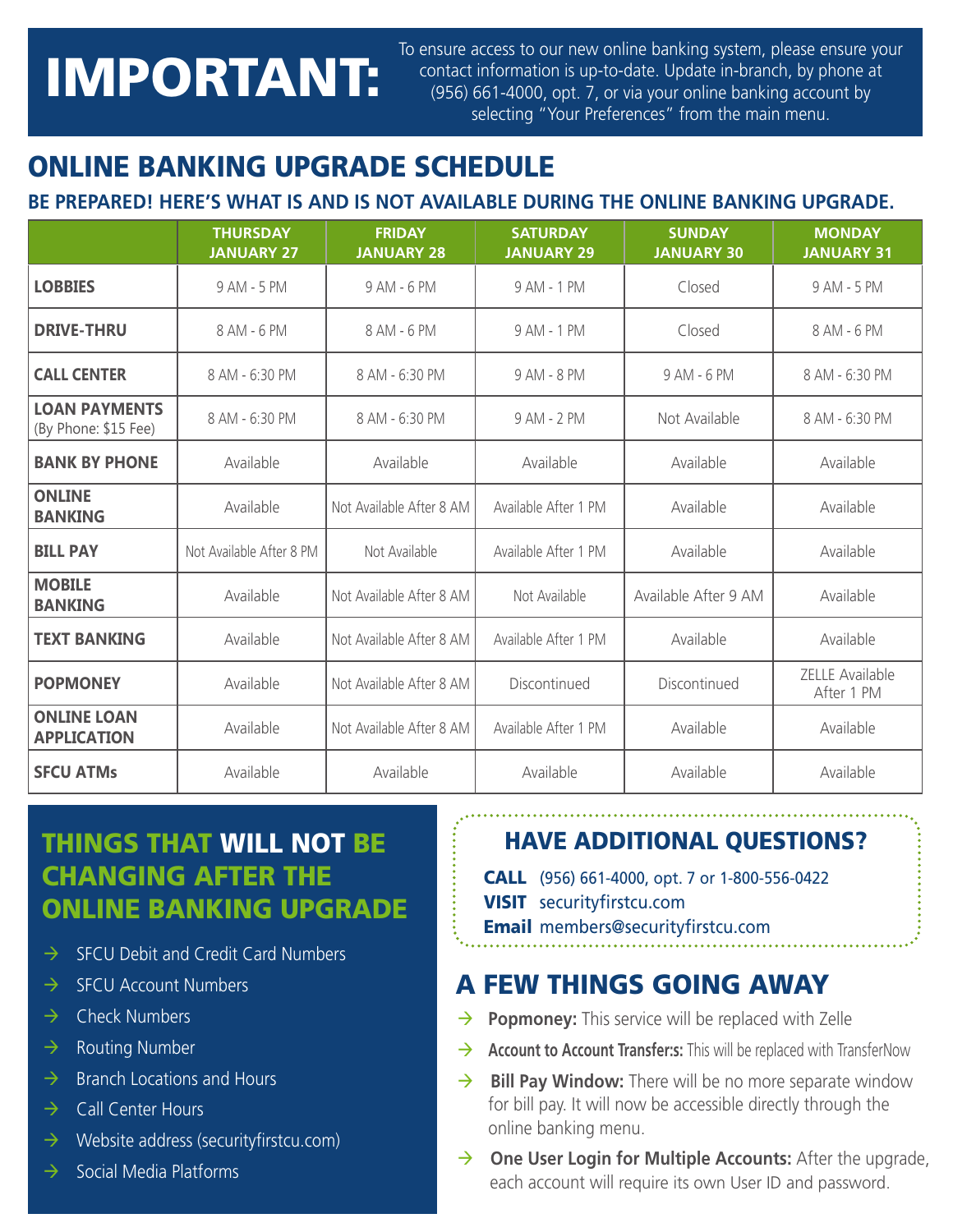# IMPORTANT:

To ensure access to our new online banking system, please ensure your contact information is up-to-date. Update in-branch, by phone at (956) 661-4000, opt. 7, or via your online banking account by selecting "Your Preferences" from the main menu.

## ONLINE BANKING UPGRADE SCHEDULE

### BE PREPARED! HERE'S WHAT IS AND IS NOT AVAILABLE DURING THE ONLINE BANKING UPGRADE.

| | THURSDAY JANUARY 27 | FRIDAY JANUARY 28 | SATURDAY JANUARY 29 | SUNDAY JANUARY 30 | MONDAY JANUARY 31 |
|---|---|---|---|---|---|
| **LOBBIES** | 9 AM - 5 PM | 9 AM - 6 PM | 9 AM - 1 PM | Closed | 9 AM - 5 PM |
| **DRIVE-THRU** | 8 AM - 6 PM | 8 AM - 6 PM | 9 AM - 1 PM | Closed | 8 AM - 6 PM |
| **CALL CENTER** | 8 AM - 6:30 PM | 8 AM - 6:30 PM | 9 AM - 8 PM | 9 AM - 6 PM | 8 AM - 6:30 PM |
| **LOAN PAYMENTS** (By Phone: $15 Fee) | 8 AM - 6:30 PM | 8 AM - 6:30 PM | 9 AM - 2 PM | Not Available | 8 AM - 6:30 PM |
| **BANK BY PHONE** | Available | Available | Available | Available | Available |
| **ONLINE BANKING** | Available | Not Available After 8 AM | Available After 1 PM | Available | Available |
| **BILL PAY** | Not Available After 8 PM | Not Available | Available After 1 PM | Available | Available |
| **MOBILE BANKING** | Available | Not Available After 8 AM | Not Available | Available After 9 AM | Available |
| **TEXT BANKING** | Available | Not Available After 8 AM | Available After 1 PM | Available | Available |
| **POPMONEY** | Available | Not Available After 8 AM | Discontinued | Discontinued | ZELLE Available After 1 PM |
| **ONLINE LOAN APPLICATION** | Available | Not Available After 8 AM | Available After 1 PM | Available | Available |
| **SFCU ATMs** | Available | Available | Available | Available | Available |

## THINGS THAT WILL NOT BE CHANGING AFTER THE ONLINE BANKING UPGRADE

- SFCU Debit and Credit Card Numbers
- SFCU Account Numbers
- Check Numbers
- Routing Number
- Branch Locations and Hours
- Call Center Hours
- Website address (securityfirstcu.com)
- Social Media Platforms

## HAVE ADDITIONAL QUESTIONS?

**CALL** (956) 661-4000, opt. 7 or 1-800-556-0422
**VISIT** securityfirstcu.com
**Email** members@securityfirstcu.com

## A FEW THINGS GOING AWAY

- **Popmoney:** This service will be replaced with Zelle
- **Account to Account Transfer:s:** This will be replaced with TransferNow
- **Bill Pay Window:** There will be no more separate window for bill pay. It will now be accessible directly through the online banking menu.
- **One User Login for Multiple Accounts:** After the upgrade, each account will require its own User ID and password.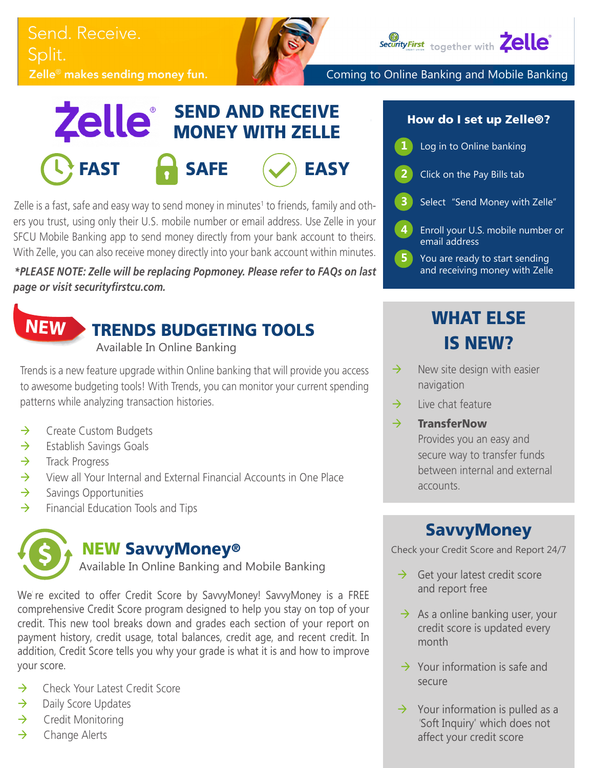Send. Receive. Split.

**Zelle® makes sending money fun.**

SecurityFirst together with Zelle®

Coming to Online Banking and Mobile Banking

# SEND AND RECEIVE MONEY WITH ZELLE

**FAST** **SAFE** **EASY**

Zelle is a fast, safe and easy way to send money in minutes[1] to friends, family and others you trust, using only their U.S. mobile number or email address. Use Zelle in your SFCU Mobile Banking app to send money directly from your bank account to theirs. With Zelle, you can also receive money directly into your bank account within minutes.

***PLEASE NOTE: Zelle will be replacing Popmoney. Please refer to FAQs on last page or visit securityfirstcu.com.***

## NEW TRENDS BUDGETING TOOLS

Available In Online Banking

Trends is a new feature upgrade within Online banking that will provide you access to awesome budgeting tools! With Trends, you can monitor your current spending patterns while analyzing transaction histories.

- Create Custom Budgets
- Establish Savings Goals
- Track Progress
- View all Your Internal and External Financial Accounts in One Place
- Savings Opportunities
- Financial Education Tools and Tips

## NEW SavvyMoney®

Available In Online Banking and Mobile Banking

We're excited to offer Credit Score by SavvyMoney! SavvyMoney is a FREE comprehensive Credit Score program designed to help you stay on top of your credit. This new tool breaks down and grades each section of your report on payment history, credit usage, total balances, credit age, and recent credit. In addition, Credit Score tells you why your grade is what it is and how to improve your score.

- Check Your Latest Credit Score
- Daily Score Updates
- Credit Monitoring
- Change Alerts

## How do I set up Zelle®?

1. Log in to Online banking
2. Click on the Pay Bills tab
3. Select "Send Money with Zelle"
4. Enroll your U.S. mobile number or email address
5. You are ready to start sending and receiving money with Zelle

## WHAT ELSE IS NEW?

- New site design with easier navigation
- Live chat feature
- **TransferNow**
  Provides you an easy and secure way to transfer funds between internal and external accounts.

## SavvyMoney

Check your Credit Score and Report 24/7

- Get your latest credit score and report free
- As a online banking user, your credit score is updated every month
- Your information is safe and secure
- Your information is pulled as a 'Soft Inquiry' which does not affect your credit score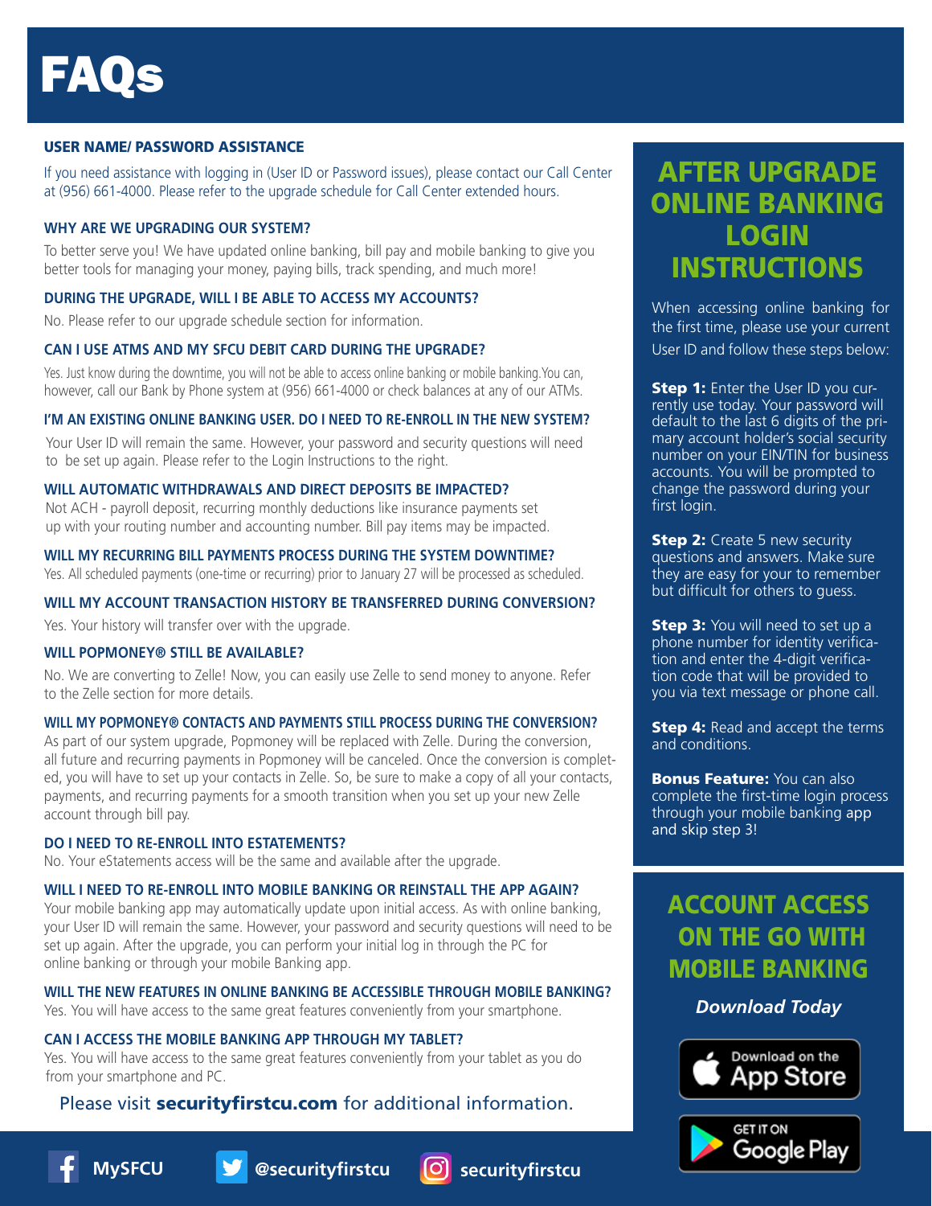# FAQs

### USER NAME/ PASSWORD ASSISTANCE

If you need assistance with logging in (User ID or Password issues), please contact our Call Center at (956) 661-4000. Please refer to the upgrade schedule for Call Center extended hours.

### WHY ARE WE UPGRADING OUR SYSTEM?

To better serve you! We have updated online banking, bill pay and mobile banking to give you better tools for managing your money, paying bills, track spending, and much more!

### DURING THE UPGRADE, WILL I BE ABLE TO ACCESS MY ACCOUNTS?

No. Please refer to our upgrade schedule section for information.

### CAN I USE ATMS AND MY SFCU DEBIT CARD DURING THE UPGRADE?

Yes. Just know during the downtime, you will not be able to access online banking or mobile banking.You can, however, call our Bank by Phone system at (956) 661-4000 or check balances at any of our ATMs.

### I'M AN EXISTING ONLINE BANKING USER. DO I NEED TO RE-ENROLL IN THE NEW SYSTEM?

Your User ID will remain the same. However, your password and security questions will need to be set up again. Please refer to the Login Instructions to the right.

### WILL AUTOMATIC WITHDRAWALS AND DIRECT DEPOSITS BE IMPACTED?

Not ACH - payroll deposit, recurring monthly deductions like insurance payments set up with your routing number and accounting number. Bill pay items may be impacted.

### WILL MY RECURRING BILL PAYMENTS PROCESS DURING THE SYSTEM DOWNTIME?

Yes. All scheduled payments (one-time or recurring) prior to January 27 will be processed as scheduled.

### WILL MY ACCOUNT TRANSACTION HISTORY BE TRANSFERRED DURING CONVERSION?

Yes. Your history will transfer over with the upgrade.

### WILL POPMONEY® STILL BE AVAILABLE?

No. We are converting to Zelle! Now, you can easily use Zelle to send money to anyone. Refer to the Zelle section for more details.

### WILL MY POPMONEY® CONTACTS AND PAYMENTS STILL PROCESS DURING THE CONVERSION?

As part of our system upgrade, Popmoney will be replaced with Zelle. During the conversion, all future and recurring payments in Popmoney will be canceled. Once the conversion is completed, you will have to set up your contacts in Zelle. So, be sure to make a copy of all your contacts, payments, and recurring payments for a smooth transition when you set up your new Zelle account through bill pay.

### DO I NEED TO RE-ENROLL INTO ESTATEMENTS?

No. Your eStatements access will be the same and available after the upgrade.

### WILL I NEED TO RE-ENROLL INTO MOBILE BANKING OR REINSTALL THE APP AGAIN?

Your mobile banking app may automatically update upon initial access. As with online banking, your User ID will remain the same. However, your password and security questions will need to be set up again. After the upgrade, you can perform your initial log in through the PC for online banking or through your mobile Banking app.

### WILL THE NEW FEATURES IN ONLINE BANKING BE ACCESSIBLE THROUGH MOBILE BANKING?

Yes. You will have access to the same great features conveniently from your smartphone.

### CAN I ACCESS THE MOBILE BANKING APP THROUGH MY TABLET?

Yes. You will have access to the same great features conveniently from your tablet as you do from your smartphone and PC.

Please visit **securityfirstcu.com** for additional information.

## AFTER UPGRADE ONLINE BANKING LOGIN INSTRUCTIONS

When accessing online banking for the first time, please use your current User ID and follow these steps below:

**Step 1:** Enter the User ID you currently use today. Your password will default to the last 6 digits of the primary account holder's social security number on your EIN/TIN for business accounts. You will be prompted to change the password during your first login.

**Step 2:** Create 5 new security questions and answers. Make sure they are easy for your to remember but difficult for others to guess.

**Step 3:** You will need to set up a phone number for identity verification and enter the 4-digit verification code that will be provided to you via text message or phone call.

**Step 4:** Read and accept the terms and conditions.

**Bonus Feature:** You can also complete the first-time login process through your mobile banking app and skip step 3!

## ACCOUNT ACCESS ON THE GO WITH MOBILE BANKING

***Download Today***

Download on the App Store

GET IT ON Google Play

MySFCU @securityfirstcu securityfirstcu